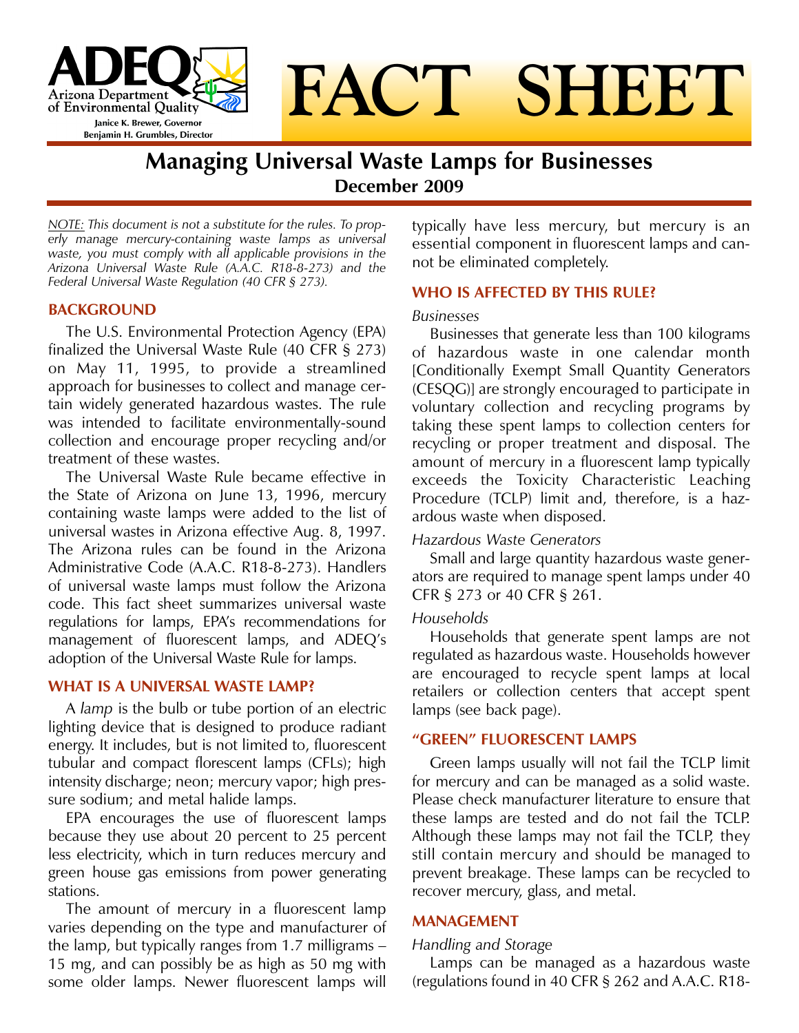ADEQ

Arizona Department of Environmental Quality

Janice K. Brewer, Governor
Benjamin H. Grumbles, Director

# FACT SHEET

## Managing Universal Waste Lamps for Businesses

**December 2009**

*NOTE: This document is not a substitute for the rules. To properly manage mercury-containing waste lamps as universal waste, you must comply with all applicable provisions in the Arizona Universal Waste Rule (A.A.C. R18-8-273) and the Federal Universal Waste Regulation (40 CFR § 273).*

### BACKGROUND

The U.S. Environmental Protection Agency (EPA) finalized the Universal Waste Rule (40 CFR § 273) on May 11, 1995, to provide a streamlined approach for businesses to collect and manage certain widely generated hazardous wastes. The rule was intended to facilitate environmentally-sound collection and encourage proper recycling and/or treatment of these wastes.

The Universal Waste Rule became effective in the State of Arizona on June 13, 1996, mercury containing waste lamps were added to the list of universal wastes in Arizona effective Aug. 8, 1997. The Arizona rules can be found in the Arizona Administrative Code (A.A.C. R18-8-273). Handlers of universal waste lamps must follow the Arizona code. This fact sheet summarizes universal waste regulations for lamps, EPA's recommendations for management of fluorescent lamps, and ADEQ's adoption of the Universal Waste Rule for lamps.

### WHAT IS A UNIVERSAL WASTE LAMP?

A *lamp* is the bulb or tube portion of an electric lighting device that is designed to produce radiant energy. It includes, but is not limited to, fluorescent tubular and compact florescent lamps (CFLs); high intensity discharge; neon; mercury vapor; high pressure sodium; and metal halide lamps.

EPA encourages the use of fluorescent lamps because they use about 20 percent to 25 percent less electricity, which in turn reduces mercury and green house gas emissions from power generating stations.

The amount of mercury in a fluorescent lamp varies depending on the type and manufacturer of the lamp, but typically ranges from 1.7 milligrams – 15 mg, and can possibly be as high as 50 mg with some older lamps. Newer fluorescent lamps will typically have less mercury, but mercury is an essential component in fluorescent lamps and cannot be eliminated completely.

### WHO IS AFFECTED BY THIS RULE?

*Businesses*

Businesses that generate less than 100 kilograms of hazardous waste in one calendar month [Conditionally Exempt Small Quantity Generators (CESQG)] are strongly encouraged to participate in voluntary collection and recycling programs by taking these spent lamps to collection centers for recycling or proper treatment and disposal. The amount of mercury in a fluorescent lamp typically exceeds the Toxicity Characteristic Leaching Procedure (TCLP) limit and, therefore, is a hazardous waste when disposed.

*Hazardous Waste Generators*

Small and large quantity hazardous waste generators are required to manage spent lamps under 40 CFR § 273 or 40 CFR § 261.

*Households*

Households that generate spent lamps are not regulated as hazardous waste. Households however are encouraged to recycle spent lamps at local retailers or collection centers that accept spent lamps (see back page).

### "GREEN" FLUORESCENT LAMPS

Green lamps usually will not fail the TCLP limit for mercury and can be managed as a solid waste. Please check manufacturer literature to ensure that these lamps are tested and do not fail the TCLP. Although these lamps may not fail the TCLP, they still contain mercury and should be managed to prevent breakage. These lamps can be recycled to recover mercury, glass, and metal.

### MANAGEMENT

*Handling and Storage*

Lamps can be managed as a hazardous waste (regulations found in 40 CFR § 262 and A.A.C. R18-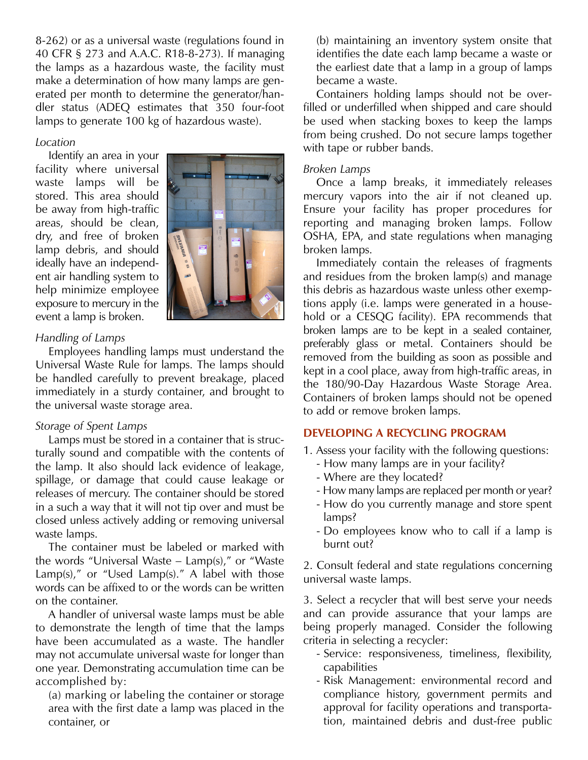8-262) or as a universal waste (regulations found in 40 CFR § 273 and A.A.C. R18-8-273). If managing the lamps as a hazardous waste, the facility must make a determination of how many lamps are generated per month to determine the generator/handler status (ADEQ estimates that 350 four-foot lamps to generate 100 kg of hazardous waste).

*Location*

Identify an area in your facility where universal waste lamps will be stored. This area should be away from high-traffic areas, should be clean, dry, and free of broken lamp debris, and should ideally have an independent air handling system to help minimize employee exposure to mercury in the event a lamp is broken.

*Handling of Lamps*

Employees handling lamps must understand the Universal Waste Rule for lamps. The lamps should be handled carefully to prevent breakage, placed immediately in a sturdy container, and brought to the universal waste storage area.

*Storage of Spent Lamps*

Lamps must be stored in a container that is structurally sound and compatible with the contents of the lamp. It also should lack evidence of leakage, spillage, or damage that could cause leakage or releases of mercury. The container should be stored in a such a way that it will not tip over and must be closed unless actively adding or removing universal waste lamps.

The container must be labeled or marked with the words "Universal Waste – Lamp(s)," or "Waste Lamp(s)," or "Used Lamp(s)." A label with those words can be affixed to or the words can be written on the container.

A handler of universal waste lamps must be able to demonstrate the length of time that the lamps have been accumulated as a waste. The handler may not accumulate universal waste for longer than one year. Demonstrating accumulation time can be accomplished by:

(a) marking or labeling the container or storage area with the first date a lamp was placed in the container, or

(b) maintaining an inventory system onsite that identifies the date each lamp became a waste or the earliest date that a lamp in a group of lamps became a waste.

Containers holding lamps should not be overfilled or underfilled when shipped and care should be used when stacking boxes to keep the lamps from being crushed. Do not secure lamps together with tape or rubber bands.

*Broken Lamps*

Once a lamp breaks, it immediately releases mercury vapors into the air if not cleaned up. Ensure your facility has proper procedures for reporting and managing broken lamps. Follow OSHA, EPA, and state regulations when managing broken lamps.

Immediately contain the releases of fragments and residues from the broken lamp(s) and manage this debris as hazardous waste unless other exemptions apply (i.e. lamps were generated in a household or a CESQG facility). EPA recommends that broken lamps are to be kept in a sealed container, preferably glass or metal. Containers should be removed from the building as soon as possible and kept in a cool place, away from high-traffic areas, in the 180/90-Day Hazardous Waste Storage Area. Containers of broken lamps should not be opened to add or remove broken lamps.

## DEVELOPING A RECYCLING PROGRAM

1. Assess your facility with the following questions:
   - How many lamps are in your facility?
   - Where are they located?
   - How many lamps are replaced per month or year?
   - How do you currently manage and store spent lamps?
   - Do employees know who to call if a lamp is burnt out?

2. Consult federal and state regulations concerning universal waste lamps.

3. Select a recycler that will best serve your needs and can provide assurance that your lamps are being properly managed. Consider the following criteria in selecting a recycler:
   - Service: responsiveness, timeliness, flexibility, capabilities
   - Risk Management: environmental record and compliance history, government permits and approval for facility operations and transportation, maintained debris and dust-free public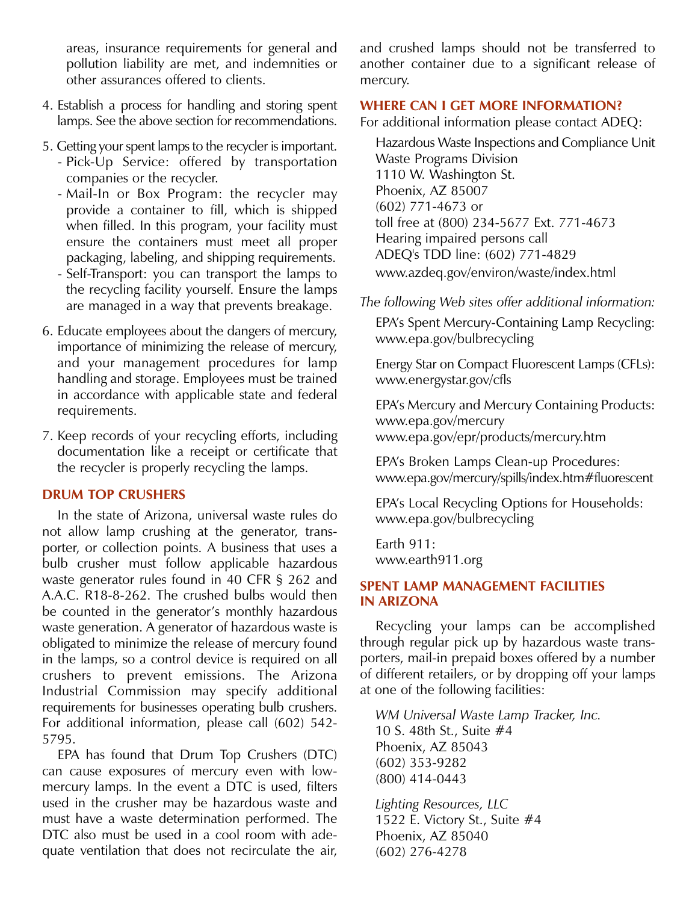areas, insurance requirements for general and pollution liability are met, and indemnities or other assurances offered to clients.

4. Establish a process for handling and storing spent lamps. See the above section for recommendations.

5. Getting your spent lamps to the recycler is important.
   - Pick-Up Service: offered by transportation companies or the recycler.
   - Mail-In or Box Program: the recycler may provide a container to fill, which is shipped when filled. In this program, your facility must ensure the containers must meet all proper packaging, labeling, and shipping requirements.
   - Self-Transport: you can transport the lamps to the recycling facility yourself. Ensure the lamps are managed in a way that prevents breakage.

6. Educate employees about the dangers of mercury, importance of minimizing the release of mercury, and your management procedures for lamp handling and storage. Employees must be trained in accordance with applicable state and federal requirements.

7. Keep records of your recycling efforts, including documentation like a receipt or certificate that the recycler is properly recycling the lamps.

## DRUM TOP CRUSHERS

In the state of Arizona, universal waste rules do not allow lamp crushing at the generator, transporter, or collection points. A business that uses a bulb crusher must follow applicable hazardous waste generator rules found in 40 CFR § 262 and A.A.C. R18-8-262. The crushed bulbs would then be counted in the generator's monthly hazardous waste generation. A generator of hazardous waste is obligated to minimize the release of mercury found in the lamps, so a control device is required on all crushers to prevent emissions. The Arizona Industrial Commission may specify additional requirements for businesses operating bulb crushers. For additional information, please call (602) 542-5795.

EPA has found that Drum Top Crushers (DTC) can cause exposures of mercury even with low-mercury lamps. In the event a DTC is used, filters used in the crusher may be hazardous waste and must have a waste determination performed. The DTC also must be used in a cool room with adequate ventilation that does not recirculate the air, and crushed lamps should not be transferred to another container due to a significant release of mercury.

## WHERE CAN I GET MORE INFORMATION?

For additional information please contact ADEQ:

Hazardous Waste Inspections and Compliance Unit
Waste Programs Division
1110 W. Washington St.
Phoenix, AZ 85007
(602) 771-4673 or
toll free at (800) 234-5677 Ext. 771-4673
Hearing impaired persons call
ADEQ's TDD line: (602) 771-4829
www.azdeq.gov/environ/waste/index.html

*The following Web sites offer additional information:*

EPA's Spent Mercury-Containing Lamp Recycling:
www.epa.gov/bulbrecycling

Energy Star on Compact Fluorescent Lamps (CFLs):
www.energystar.gov/cfls

EPA's Mercury and Mercury Containing Products:
www.epa.gov/mercury
www.epa.gov/epr/products/mercury.htm

EPA's Broken Lamps Clean-up Procedures:
www.epa.gov/mercury/spills/index.htm#fluorescent

EPA's Local Recycling Options for Households:
www.epa.gov/bulbrecycling

Earth 911:
www.earth911.org

## SPENT LAMP MANAGEMENT FACILITIES IN ARIZONA

Recycling your lamps can be accomplished through regular pick up by hazardous waste transporters, mail-in prepaid boxes offered by a number of different retailers, or by dropping off your lamps at one of the following facilities:

*WM Universal Waste Lamp Tracker, Inc.*
10 S. 48th St., Suite #4
Phoenix, AZ 85043
(602) 353-9282
(800) 414-0443

*Lighting Resources, LLC*
1522 E. Victory St., Suite #4
Phoenix, AZ 85040
(602) 276-4278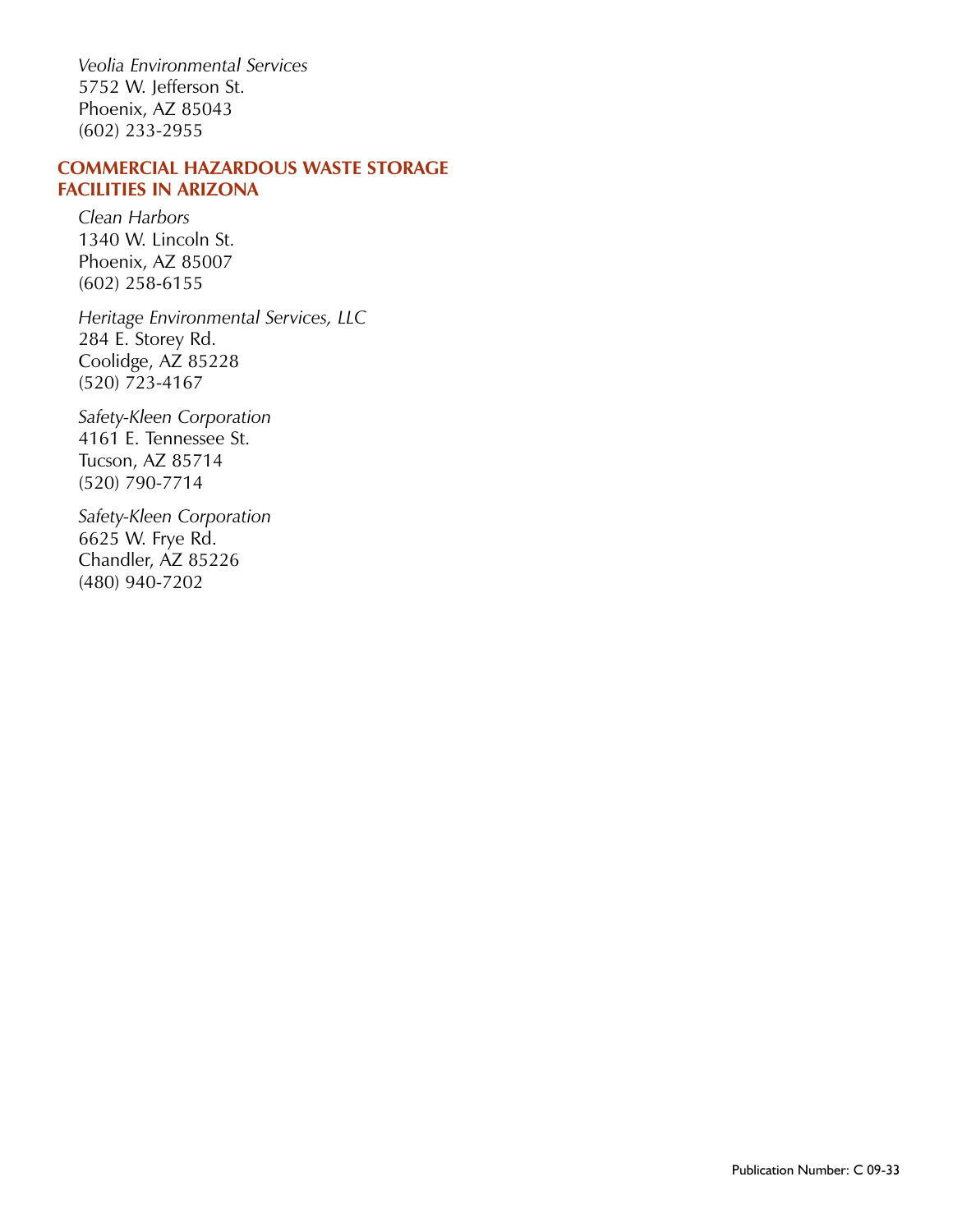*Veolia Environmental Services*
5752 W. Jefferson St.
Phoenix, AZ 85043
(602) 233-2955

## COMMERCIAL HAZARDOUS WASTE STORAGE FACILITIES IN ARIZONA

*Clean Harbors*
1340 W. Lincoln St.
Phoenix, AZ 85007
(602) 258-6155

*Heritage Environmental Services, LLC*
284 E. Storey Rd.
Coolidge, AZ 85228
(520) 723-4167

*Safety-Kleen Corporation*
4161 E. Tennessee St.
Tucson, AZ 85714
(520) 790-7714

*Safety-Kleen Corporation*
6625 W. Frye Rd.
Chandler, AZ 85226
(480) 940-7202

Publication Number: C 09-33